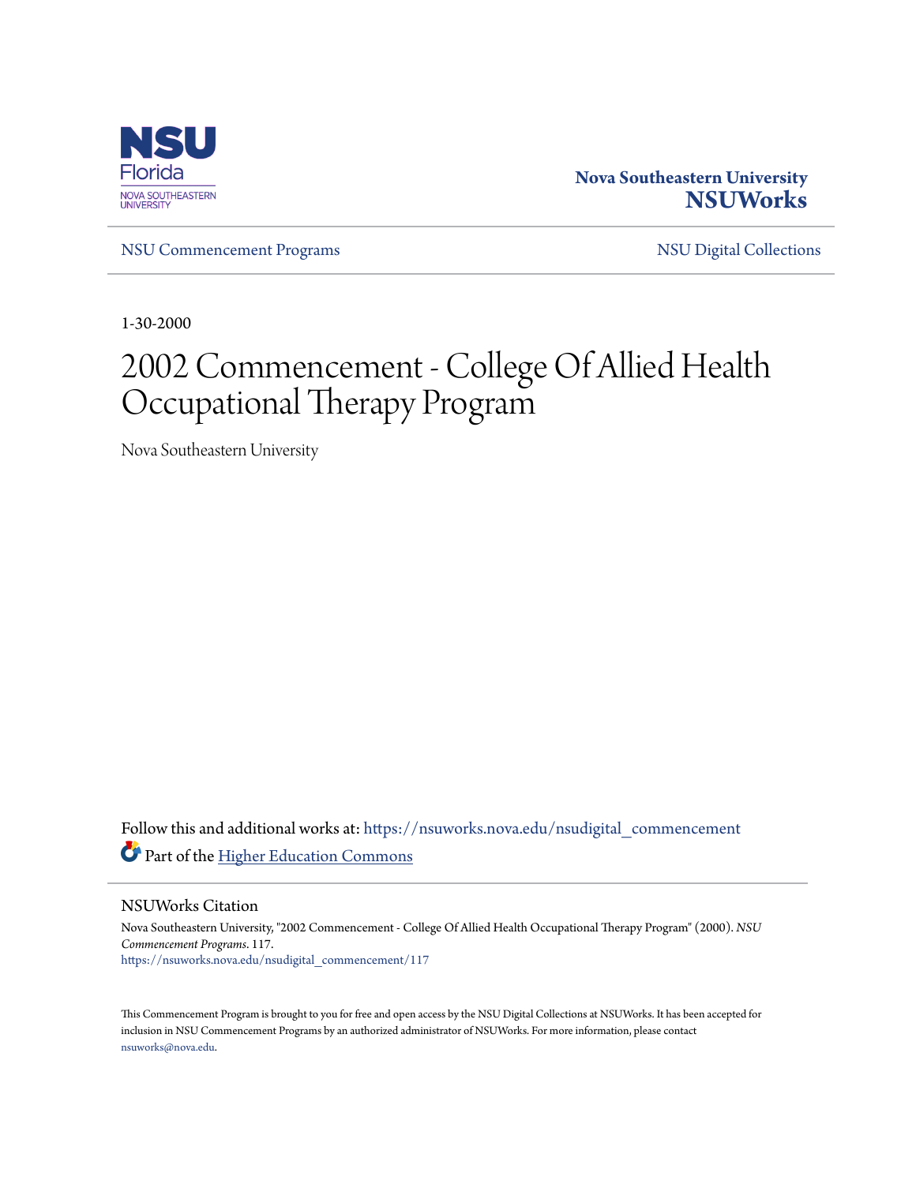Nova Southeastern University
**NSUWorks**

NSU Commencement Programs | NSU Digital Collections

1-30-2000

# 2002 Commencement - College Of Allied Health Occupational Therapy Program

Nova Southeastern University

Follow this and additional works at: https://nsuworks.nova.edu/nsudigital_commencement

Part of the Higher Education Commons

## NSUWorks Citation

Nova Southeastern University, "2002 Commencement - College Of Allied Health Occupational Therapy Program" (2000). *NSU Commencement Programs*. 117.
https://nsuworks.nova.edu/nsudigital_commencement/117

This Commencement Program is brought to you for free and open access by the NSU Digital Collections at NSUWorks. It has been accepted for inclusion in NSU Commencement Programs by an authorized administrator of NSUWorks. For more information, please contact nsuworks@nova.edu.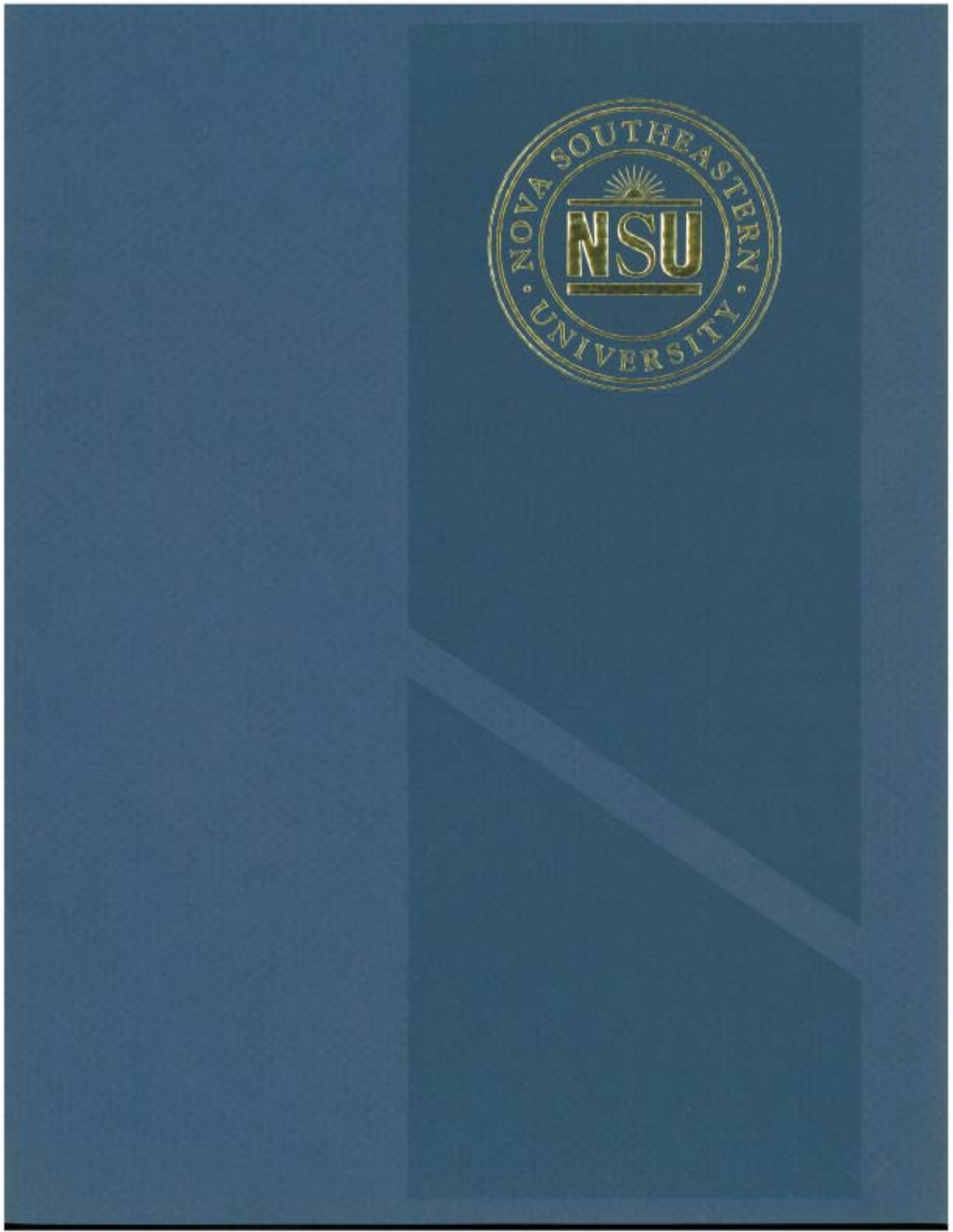NOVA SOUTHEASTERN · UNIVERSITY ·

NSU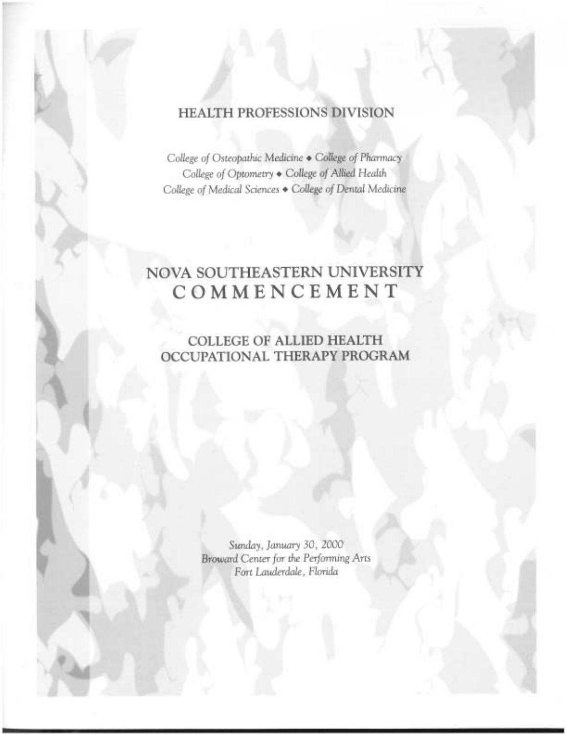## HEALTH PROFESSIONS DIVISION

*College of Osteopathic Medicine ◆ College of Pharmacy*
*College of Optometry ◆ College of Allied Health*
*College of Medical Sciences ◆ College of Dental Medicine*

# NOVA SOUTHEASTERN UNIVERSITY COMMENCEMENT

## COLLEGE OF ALLIED HEALTH OCCUPATIONAL THERAPY PROGRAM

*Sunday, January 30, 2000*
*Broward Center for the Performing Arts*
*Fort Lauderdale, Florida*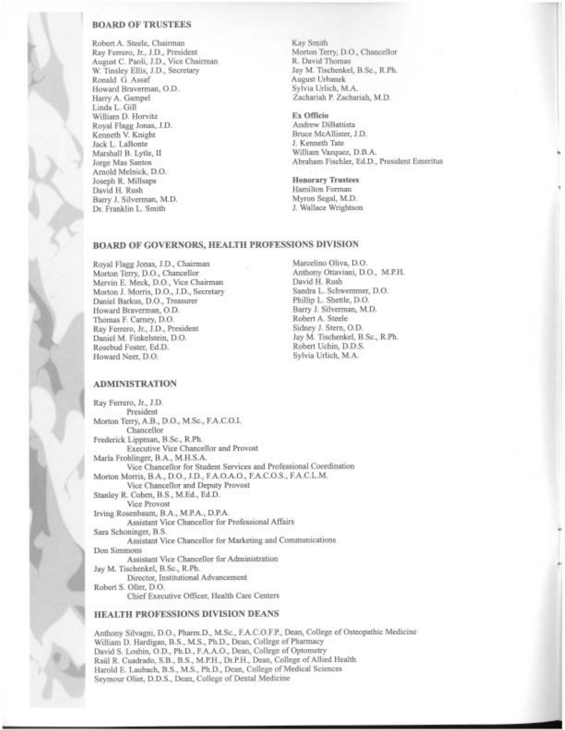## BOARD OF TRUSTEES

Robert A. Steele, Chairman
Ray Ferrero, Jr., J.D., President
August C. Paoli, J.D., Vice Chairman
W. Tinsley Ellis, J.D., Secretary
Ronald G. Assaf
Howard Braverman, O.D.
Harry A. Gampel
Linda L. Gill
William D. Horvitz
Royal Flagg Jonas, J.D.
Kenneth V. Knight
Jack L. LaBonte
Marshall B. Lytle, II
Jorge Mas Santos
Arnold Melnick, D.O.
Joseph R. Millsaps
David H. Rush
Barry J. Silverman, M.D.
Dr. Franklin L. Smith
Kay Smith
Morton Terry, D.O., Chancellor
R. David Thomas
Jay M. Tischenkel, B.Sc., R.Ph.
August Urbanek
Sylvia Urlich, M.A.
Zachariah P. Zachariah, M.D.

**Ex Officio**
Andrew DiBattista
Bruce McAllister, J.D.
J. Kenneth Tate
William Vazquez, D.B.A.
Abraham Fischler, Ed.D., President Emeritus

**Honorary Trustees**
Hamilton Forman
Myron Segal, M.D.
J. Wallace Wrightson

## BOARD OF GOVERNORS, HEALTH PROFESSIONS DIVISION

Royal Flagg Jonas, J.D., Chairman
Morton Terry, D.O., Chancellor
Mervin E. Meck, D.O., Vice Chairman
Morton J. Morris, D.O., J.D., Secretary
Daniel Barkus, D.O., Treasurer
Howard Braverman, O.D.
Thomas F. Carney, D.O.
Ray Ferrero, Jr., J.D., President
Daniel M. Finkelstein, D.O.
Rosebud Foster, Ed.D.
Howard Neer, D.O.
Marcelino Oliva, D.O.
Anthony Ottaviani, D.O., M.P.H.
David H. Rush
Sandra L. Schwemmer, D.O.
Phillip L. Shettle, D.O.
Barry J. Silverman, M.D.
Robert A. Steele
Sidney J. Stern, O.D.
Jay M. Tischenkel, B.Sc., R.Ph.
Robert Uchin, D.D.S.
Sylvia Urlich, M.A.

## ADMINISTRATION

Ray Ferrero, Jr., J.D.
President
Morton Terry, A.B., D.O., M.Sc., F.A.C.O.I.
Chancellor
Frederick Lippman, B.Sc., R.Ph.
Executive Vice Chancellor and Provost
Marla Frohlinger, B.A., M.H.S.A.
Vice Chancellor for Student Services and Professional Coordination
Morton Morris, B.A., D.O., J.D., F.A.O.A.O., F.A.C.O.S., F.A.C.L.M.
Vice Chancellor and Deputy Provost
Stanley R. Cohen, B.S., M.Ed., Ed.D.
Vice Provost
Irving Rosenbaum, B.A., M.P.A., D.P.A.
Assistant Vice Chancellor for Professional Affairs
Sara Schoninger, B.S.
Assistant Vice Chancellor for Marketing and Communications
Don Simmons
Assistant Vice Chancellor for Administration
Jay M. Tischenkel, B.Sc., R.Ph.
Director, Institutional Advancement
Robert S. Oller, D.O.
Chief Executive Officer, Health Care Centers

## HEALTH PROFESSIONS DIVISION DEANS

Anthony Silvagni, D.O., Pharm.D., M.Sc., F.A.C.O.F.P., Dean, College of Osteopathic Medicine
William D. Hardigan, B.S., M.S., Ph.D., Dean, College of Pharmacy
David S. Loshin, O.D., Ph.D., F.A.A.O., Dean, College of Optometry
Raúl R. Cuadrado, S.B., B.S., M.P.H., Dr.P.H., Dean, College of Allied Health
Harold E. Laubach, B.S., M.S., Ph.D., Dean, College of Medical Sciences
Seymour Oliet, D.D.S., Dean, College of Dental Medicine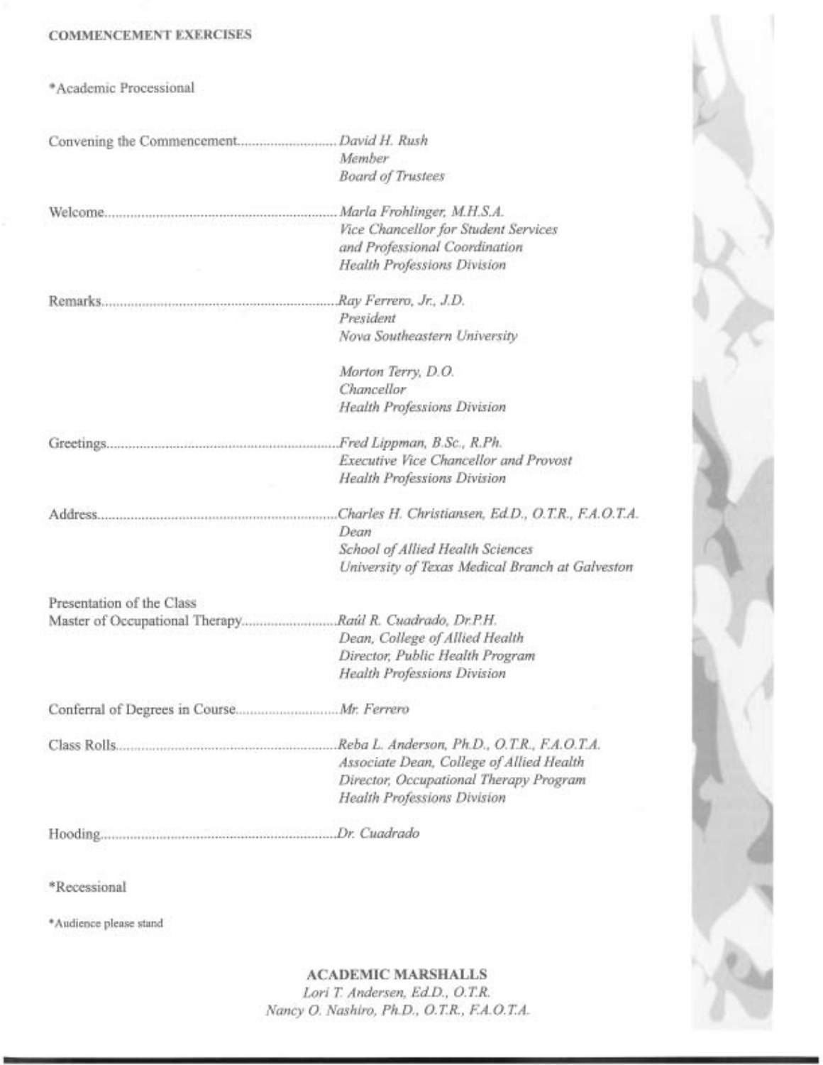## COMMENCEMENT EXERCISES

*Academic Processional

Convening the Commencement.......................... *David H. Rush*
*Member*
*Board of Trustees*

Welcome.......................................................... *Marla Frohlinger, M.H.S.A.*
*Vice Chancellor for Student Services*
*and Professional Coordination*
*Health Professions Division*

Remarks.......................................................... *Ray Ferrero, Jr., J.D.*
*President*
*Nova Southeastern University*

*Morton Terry, D.O.*
*Chancellor*
*Health Professions Division*

Greetings.......................................................... *Fred Lippman, B.Sc., R.Ph.*
*Executive Vice Chancellor and Provost*
*Health Professions Division*

Address.......................................................... *Charles H. Christiansen, Ed.D., O.T.R., F.A.O.T.A.*
*Dean*
*School of Allied Health Sciences*
*University of Texas Medical Branch at Galveston*

Presentation of the Class
Master of Occupational Therapy.......................... *Raúl R. Cuadrado, Dr.P.H.*
*Dean, College of Allied Health*
*Director, Public Health Program*
*Health Professions Division*

Conferral of Degrees in Course.......................... *Mr. Ferrero*

Class Rolls.......................................................... *Reba L. Anderson, Ph.D., O.T.R., F.A.O.T.A.*
*Associate Dean, College of Allied Health*
*Director, Occupational Therapy Program*
*Health Professions Division*

Hooding.......................................................... *Dr. Cuadrado*

*Recessional

*Audience please stand

### ACADEMIC MARSHALLS

*Lori T. Andersen, Ed.D., O.T.R.*
*Nancy O. Nashiro, Ph.D., O.T.R., F.A.O.T.A.*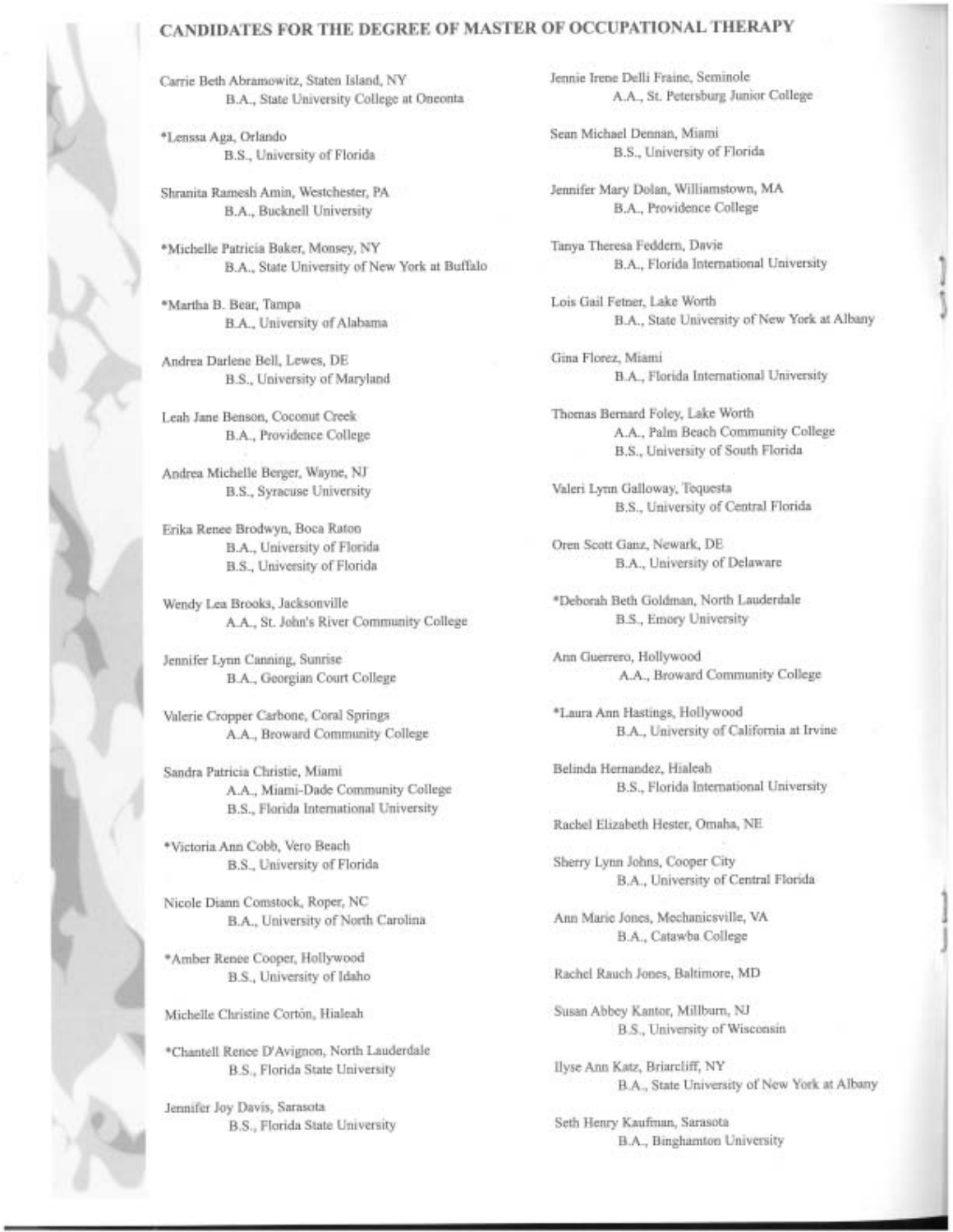## CANDIDATES FOR THE DEGREE OF MASTER OF OCCUPATIONAL THERAPY

Carrie Beth Abramowitz, Staten Island, NY
B.A., State University College at Oneonta

*Lenssa Aga, Orlando
B.S., University of Florida

Shranita Ramesh Amin, Westchester, PA
B.A., Bucknell University

*Michelle Patricia Baker, Monsey, NY
B.A., State University of New York at Buffalo

*Martha B. Bear, Tampa
B.A., University of Alabama

Andrea Darlene Bell, Lewes, DE
B.S., University of Maryland

Leah Jane Benson, Coconut Creek
B.A., Providence College

Andrea Michelle Berger, Wayne, NJ
B.S., Syracuse University

Erika Renee Brodwyn, Boca Raton
B.A., University of Florida
B.S., University of Florida

Wendy Lea Brooks, Jacksonville
A.A., St. John's River Community College

Jennifer Lynn Canning, Sunrise
B.A., Georgian Court College

Valerie Cropper Carbone, Coral Springs
A.A., Broward Community College

Sandra Patricia Christie, Miami
A.A., Miami-Dade Community College
B.S., Florida International University

*Victoria Ann Cobb, Vero Beach
B.S., University of Florida

Nicole Diann Comstock, Roper, NC
B.A., University of North Carolina

*Amber Renee Cooper, Hollywood
B.S., University of Idaho

Michelle Christine Cortón, Hialeah

*Chantell Renee D'Avignon, North Lauderdale
B.S., Florida State University

Jennifer Joy Davis, Sarasota
B.S., Florida State University

Jennie Irene Delli Fraine, Seminole
A.A., St. Petersburg Junior College

Sean Michael Dennan, Miami
B.S., University of Florida

Jennifer Mary Dolan, Williamstown, MA
B.A., Providence College

Tanya Theresa Feddern, Davie
B.A., Florida International University

Lois Gail Fetner, Lake Worth
B.A., State University of New York at Albany

Gina Florez, Miami
B.A., Florida International University

Thomas Bernard Foley, Lake Worth
A.A., Palm Beach Community College
B.S., University of South Florida

Valeri Lynn Galloway, Tequesta
B.S., University of Central Florida

Oren Scott Ganz, Newark, DE
B.A., University of Delaware

*Deborah Beth Goldman, North Lauderdale
B.S., Emory University

Ann Guerrero, Hollywood
A.A., Broward Community College

*Laura Ann Hastings, Hollywood
B.A., University of California at Irvine

Belinda Hernandez, Hialeah
B.S., Florida International University

Rachel Elizabeth Hester, Omaha, NE

Sherry Lynn Johns, Cooper City
B.A., University of Central Florida

Ann Marie Jones, Mechanicsville, VA
B.A., Catawba College

Rachel Rauch Jones, Baltimore, MD

Susan Abbey Kantor, Millburn, NJ
B.S., University of Wisconsin

Ilyse Ann Katz, Briarcliff, NY
B.A., State University of New York at Albany

Seth Henry Kaufman, Sarasota
B.A., Binghamton University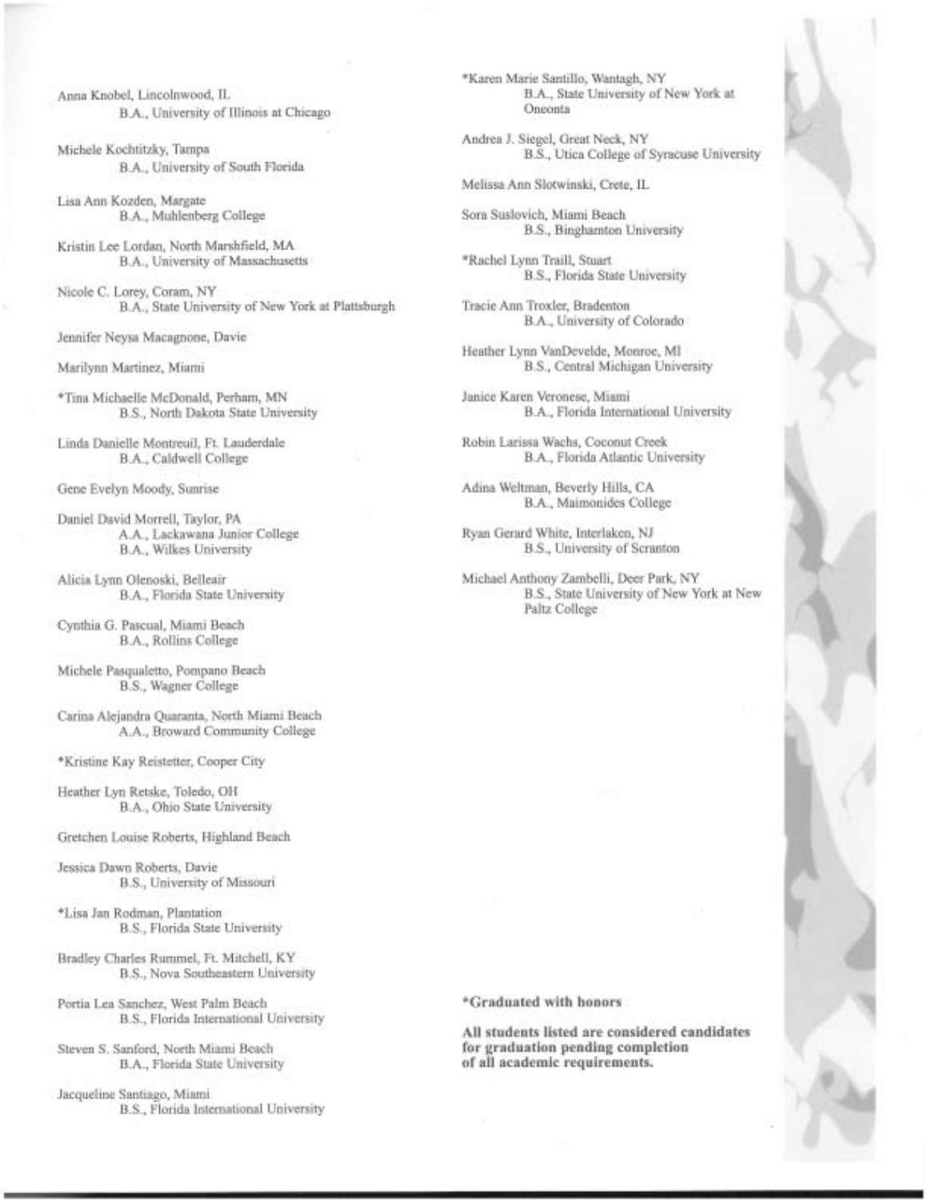Anna Knobel, Lincolnwood, IL
B.A., University of Illinois at Chicago

Michele Kochtitzky, Tampa
B.A., University of South Florida

Lisa Ann Kozden, Margate
B.A., Muhlenberg College

Kristin Lee Lordan, North Marshfield, MA
B.A., University of Massachusetts

Nicole C. Lorey, Coram, NY
B.A., State University of New York at Plattsburgh

Jennifer Neysa Macagnone, Davie

Marilynn Martinez, Miami

*Tina Michaelle McDonald, Perham, MN
B.S., North Dakota State University

Linda Danielle Montreuil, Ft. Lauderdale
B.A., Caldwell College

Gene Evelyn Moody, Sunrise

Daniel David Morrell, Taylor, PA
A.A., Lackawana Junior College
B.A., Wilkes University

Alicia Lynn Olenoski, Belleair
B.A., Florida State University

Cynthia G. Pascual, Miami Beach
B.A., Rollins College

Michele Pasqualetto, Pompano Beach
B.S., Wagner College

Carina Alejandra Quaranta, North Miami Beach
A.A., Broward Community College

*Kristine Kay Reistetter, Cooper City

Heather Lyn Retske, Toledo, OH
B.A., Ohio State University

Gretchen Louise Roberts, Highland Beach

Jessica Dawn Roberts, Davie
B.S., University of Missouri

*Lisa Jan Rodman, Plantation
B.S., Florida State University

Bradley Charles Rummel, Ft. Mitchell, KY
B.S., Nova Southeastern University

Portia Lea Sanchez, West Palm Beach
B.S., Florida International University

Steven S. Sanford, North Miami Beach
B.A., Florida State University

Jacqueline Santiago, Miami
B.S., Florida International University

*Karen Marie Santillo, Wantagh, NY
B.A., State University of New York at Oneonta

Andrea J. Siegel, Great Neck, NY
B.S., Utica College of Syracuse University

Melissa Ann Slotwinski, Crete, IL

Sora Suslovich, Miami Beach
B.S., Binghamton University

*Rachel Lynn Traill, Stuart
B.S., Florida State University

Tracie Ann Troxler, Bradenton
B.A., University of Colorado

Heather Lynn VanDevelde, Monroe, MI
B.S., Central Michigan University

Janice Karen Veronese, Miami
B.A., Florida International University

Robin Larissa Wachs, Coconut Creek
B.A., Florida Atlantic University

Adina Weltman, Beverly Hills, CA
B.A., Maimonides College

Ryan Gerard White, Interlaken, NJ
B.S., University of Scranton

Michael Anthony Zambelli, Deer Park, NY
B.S., State University of New York at New Paltz College

**\*Graduated with honors**

**All students listed are considered candidates for graduation pending completion of all academic requirements.**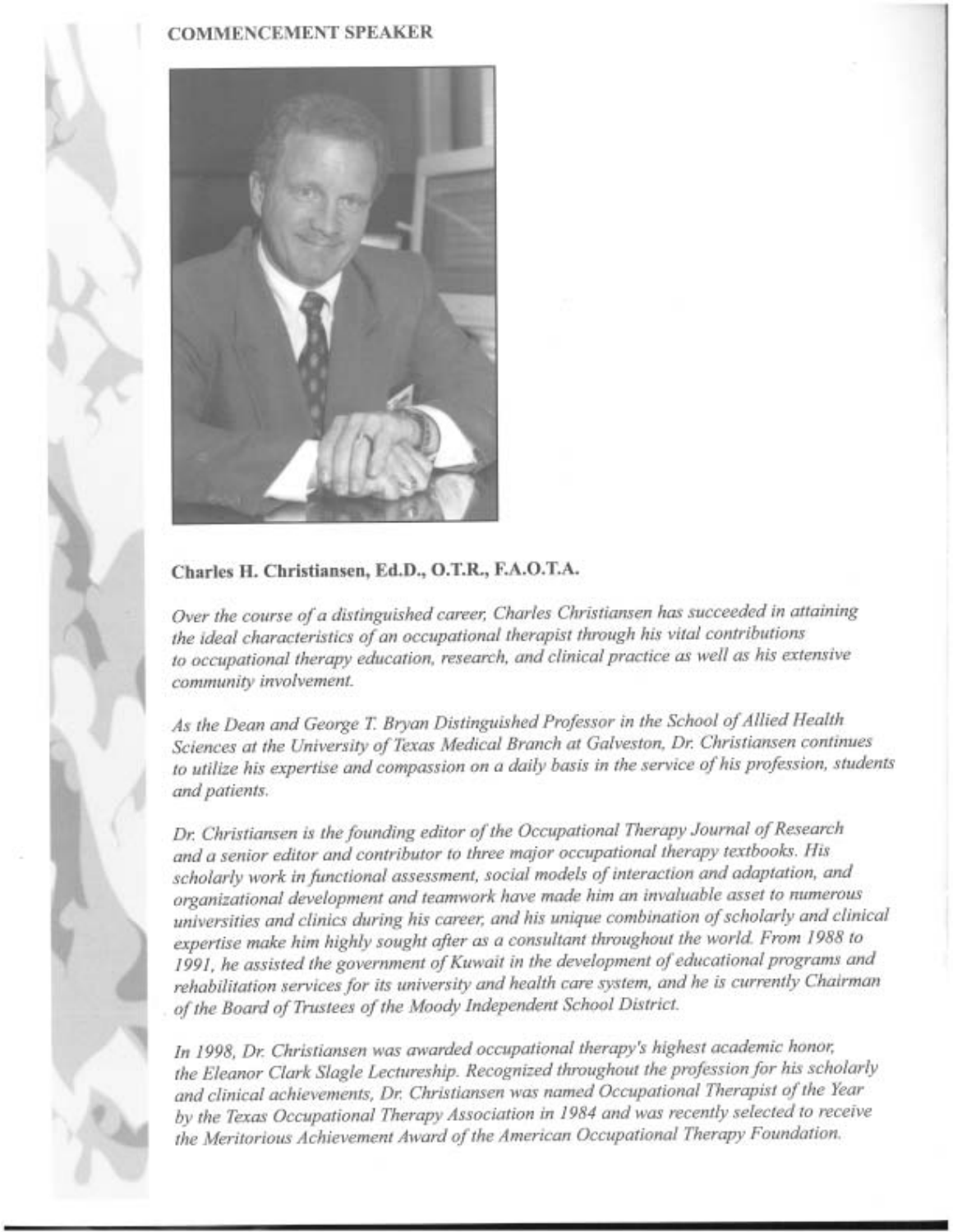## COMMENCEMENT SPEAKER

### Charles H. Christiansen, Ed.D., O.T.R., F.A.O.T.A.

*Over the course of a distinguished career, Charles Christiansen has succeeded in attaining the ideal characteristics of an occupational therapist through his vital contributions to occupational therapy education, research, and clinical practice as well as his extensive community involvement.*

*As the Dean and George T. Bryan Distinguished Professor in the School of Allied Health Sciences at the University of Texas Medical Branch at Galveston, Dr. Christiansen continues to utilize his expertise and compassion on a daily basis in the service of his profession, students and patients.*

*Dr. Christiansen is the founding editor of the Occupational Therapy Journal of Research and a senior editor and contributor to three major occupational therapy textbooks. His scholarly work in functional assessment, social models of interaction and adaptation, and organizational development and teamwork have made him an invaluable asset to numerous universities and clinics during his career, and his unique combination of scholarly and clinical expertise make him highly sought after as a consultant throughout the world. From 1988 to 1991, he assisted the government of Kuwait in the development of educational programs and rehabilitation services for its university and health care system, and he is currently Chairman of the Board of Trustees of the Moody Independent School District.*

*In 1998, Dr. Christiansen was awarded occupational therapy's highest academic honor, the Eleanor Clark Slagle Lectureship. Recognized throughout the profession for his scholarly and clinical achievements, Dr. Christiansen was named Occupational Therapist of the Year by the Texas Occupational Therapy Association in 1984 and was recently selected to receive the Meritorious Achievement Award of the American Occupational Therapy Foundation.*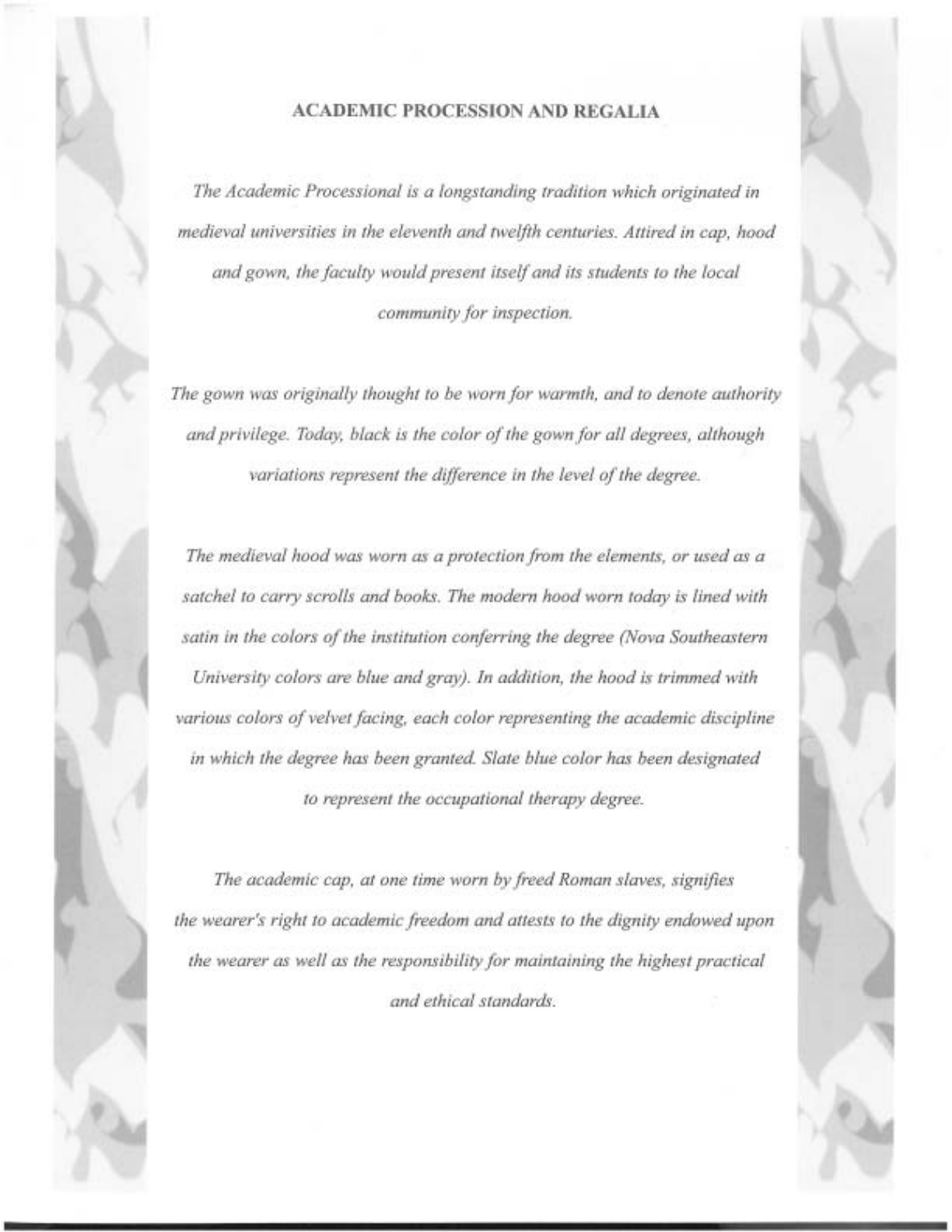## ACADEMIC PROCESSION AND REGALIA

*The Academic Processional is a longstanding tradition which originated in medieval universities in the eleventh and twelfth centuries. Attired in cap, hood and gown, the faculty would present itself and its students to the local community for inspection.*

*The gown was originally thought to be worn for warmth, and to denote authority and privilege. Today, black is the color of the gown for all degrees, although variations represent the difference in the level of the degree.*

*The medieval hood was worn as a protection from the elements, or used as a satchel to carry scrolls and books. The modern hood worn today is lined with satin in the colors of the institution conferring the degree (Nova Southeastern University colors are blue and gray). In addition, the hood is trimmed with various colors of velvet facing, each color representing the academic discipline in which the degree has been granted. Slate blue color has been designated to represent the occupational therapy degree.*

*The academic cap, at one time worn by freed Roman slaves, signifies the wearer's right to academic freedom and attests to the dignity endowed upon the wearer as well as the responsibility for maintaining the highest practical and ethical standards.*